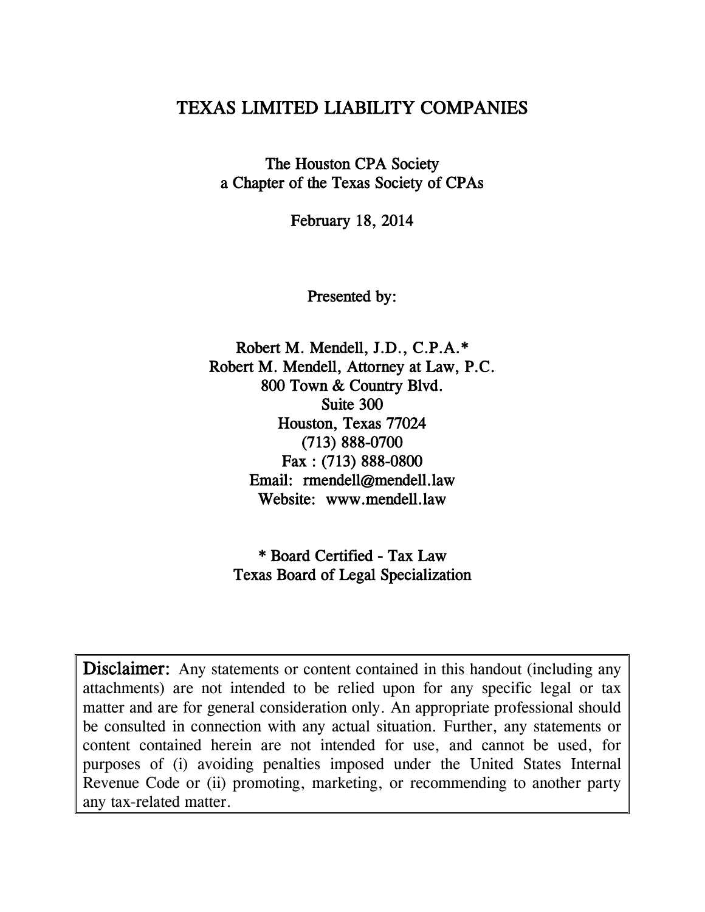# TEXAS LIMITED LIABILITY COMPANIES

The Houston CPA Society
a Chapter of the Texas Society of CPAs

February 18, 2014

Presented by:

Robert M. Mendell, J.D., C.P.A.*
Robert M. Mendell, Attorney at Law, P.C.
800 Town & Country Blvd.
Suite 300
Houston, Texas 77024
(713) 888-0700
Fax : (713) 888-0800
Email: rmendell@mendell.law
Website: www.mendell.law

* Board Certified - Tax Law
Texas Board of Legal Specialization

**Disclaimer:** Any statements or content contained in this handout (including any attachments) are not intended to be relied upon for any specific legal or tax matter and are for general consideration only. An appropriate professional should be consulted in connection with any actual situation. Further, any statements or content contained herein are not intended for use, and cannot be used, for purposes of (i) avoiding penalties imposed under the United States Internal Revenue Code or (ii) promoting, marketing, or recommending to another party any tax-related matter.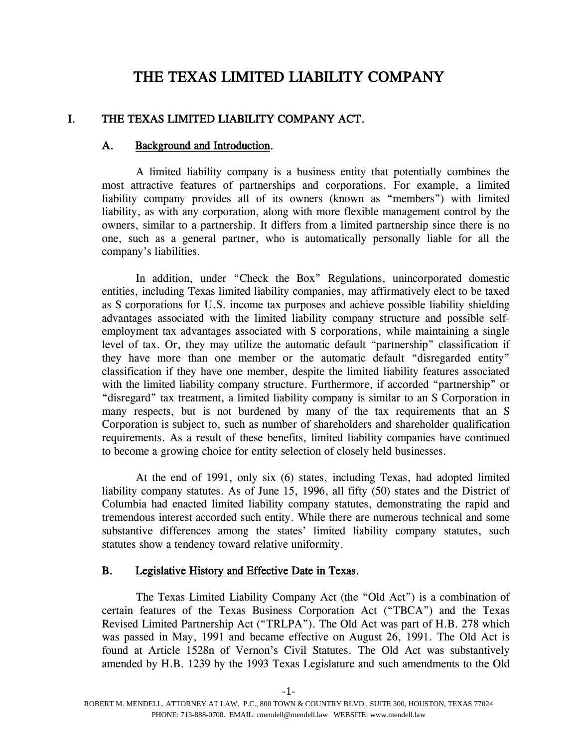# THE TEXAS LIMITED LIABILITY COMPANY

## I. THE TEXAS LIMITED LIABILITY COMPANY ACT.

### A. Background and Introduction.

A limited liability company is a business entity that potentially combines the most attractive features of partnerships and corporations. For example, a limited liability company provides all of its owners (known as "members") with limited liability, as with any corporation, along with more flexible management control by the owners, similar to a partnership. It differs from a limited partnership since there is no one, such as a general partner, who is automatically personally liable for all the company's liabilities.

In addition, under "Check the Box" Regulations, unincorporated domestic entities, including Texas limited liability companies, may affirmatively elect to be taxed as S corporations for U.S. income tax purposes and achieve possible liability shielding advantages associated with the limited liability company structure and possible self-employment tax advantages associated with S corporations, while maintaining a single level of tax. Or, they may utilize the automatic default "partnership" classification if they have more than one member or the automatic default "disregarded entity" classification if they have one member, despite the limited liability features associated with the limited liability company structure. Furthermore, if accorded "partnership" or "disregard" tax treatment, a limited liability company is similar to an S Corporation in many respects, but is not burdened by many of the tax requirements that an S Corporation is subject to, such as number of shareholders and shareholder qualification requirements. As a result of these benefits, limited liability companies have continued to become a growing choice for entity selection of closely held businesses.

At the end of 1991, only six (6) states, including Texas, had adopted limited liability company statutes. As of June 15, 1996, all fifty (50) states and the District of Columbia had enacted limited liability company statutes, demonstrating the rapid and tremendous interest accorded such entity. While there are numerous technical and some substantive differences among the states' limited liability company statutes, such statutes show a tendency toward relative uniformity.

### B. Legislative History and Effective Date in Texas.

The Texas Limited Liability Company Act (the "Old Act") is a combination of certain features of the Texas Business Corporation Act ("TBCA") and the Texas Revised Limited Partnership Act ("TRLPA"). The Old Act was part of H.B. 278 which was passed in May, 1991 and became effective on August 26, 1991. The Old Act is found at Article 1528n of Vernon's Civil Statutes. The Old Act was substantively amended by H.B. 1239 by the 1993 Texas Legislature and such amendments to the Old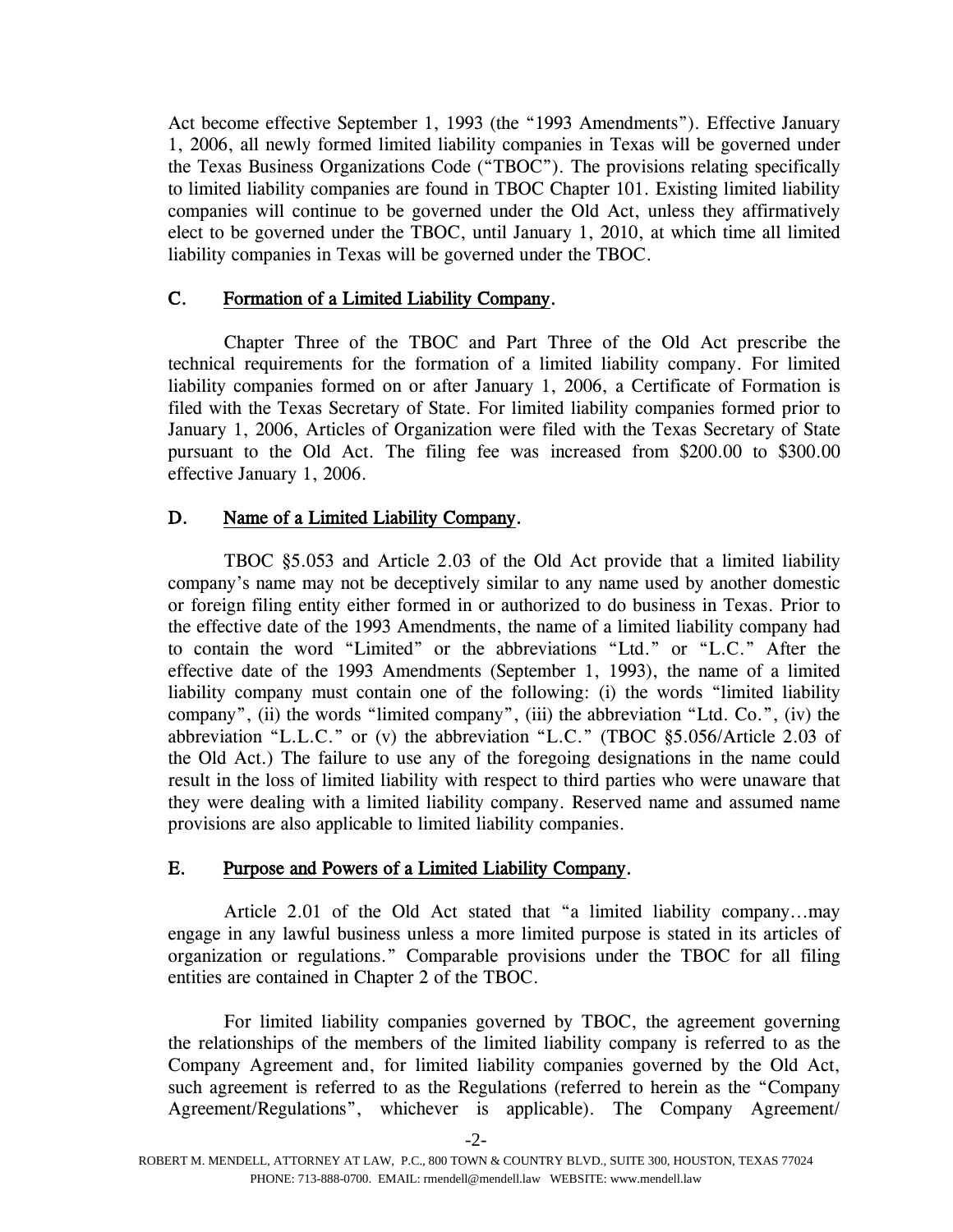Act become effective September 1, 1993 (the "1993 Amendments"). Effective January 1, 2006, all newly formed limited liability companies in Texas will be governed under the Texas Business Organizations Code ("TBOC"). The provisions relating specifically to limited liability companies are found in TBOC Chapter 101. Existing limited liability companies will continue to be governed under the Old Act, unless they affirmatively elect to be governed under the TBOC, until January 1, 2010, at which time all limited liability companies in Texas will be governed under the TBOC.

### C. Formation of a Limited Liability Company.

Chapter Three of the TBOC and Part Three of the Old Act prescribe the technical requirements for the formation of a limited liability company. For limited liability companies formed on or after January 1, 2006, a Certificate of Formation is filed with the Texas Secretary of State. For limited liability companies formed prior to January 1, 2006, Articles of Organization were filed with the Texas Secretary of State pursuant to the Old Act. The filing fee was increased from $200.00 to $300.00 effective January 1, 2006.

### D. Name of a Limited Liability Company.

TBOC §5.053 and Article 2.03 of the Old Act provide that a limited liability company's name may not be deceptively similar to any name used by another domestic or foreign filing entity either formed in or authorized to do business in Texas. Prior to the effective date of the 1993 Amendments, the name of a limited liability company had to contain the word "Limited" or the abbreviations "Ltd." or "L.C." After the effective date of the 1993 Amendments (September 1, 1993), the name of a limited liability company must contain one of the following: (i) the words "limited liability company", (ii) the words "limited company", (iii) the abbreviation "Ltd. Co.", (iv) the abbreviation "L.L.C." or (v) the abbreviation "L.C." (TBOC §5.056/Article 2.03 of the Old Act.) The failure to use any of the foregoing designations in the name could result in the loss of limited liability with respect to third parties who were unaware that they were dealing with a limited liability company. Reserved name and assumed name provisions are also applicable to limited liability companies.

### E. Purpose and Powers of a Limited Liability Company.

Article 2.01 of the Old Act stated that "a limited liability company…may engage in any lawful business unless a more limited purpose is stated in its articles of organization or regulations." Comparable provisions under the TBOC for all filing entities are contained in Chapter 2 of the TBOC.

For limited liability companies governed by TBOC, the agreement governing the relationships of the members of the limited liability company is referred to as the Company Agreement and, for limited liability companies governed by the Old Act, such agreement is referred to as the Regulations (referred to herein as the "Company Agreement/Regulations", whichever is applicable). The Company Agreement/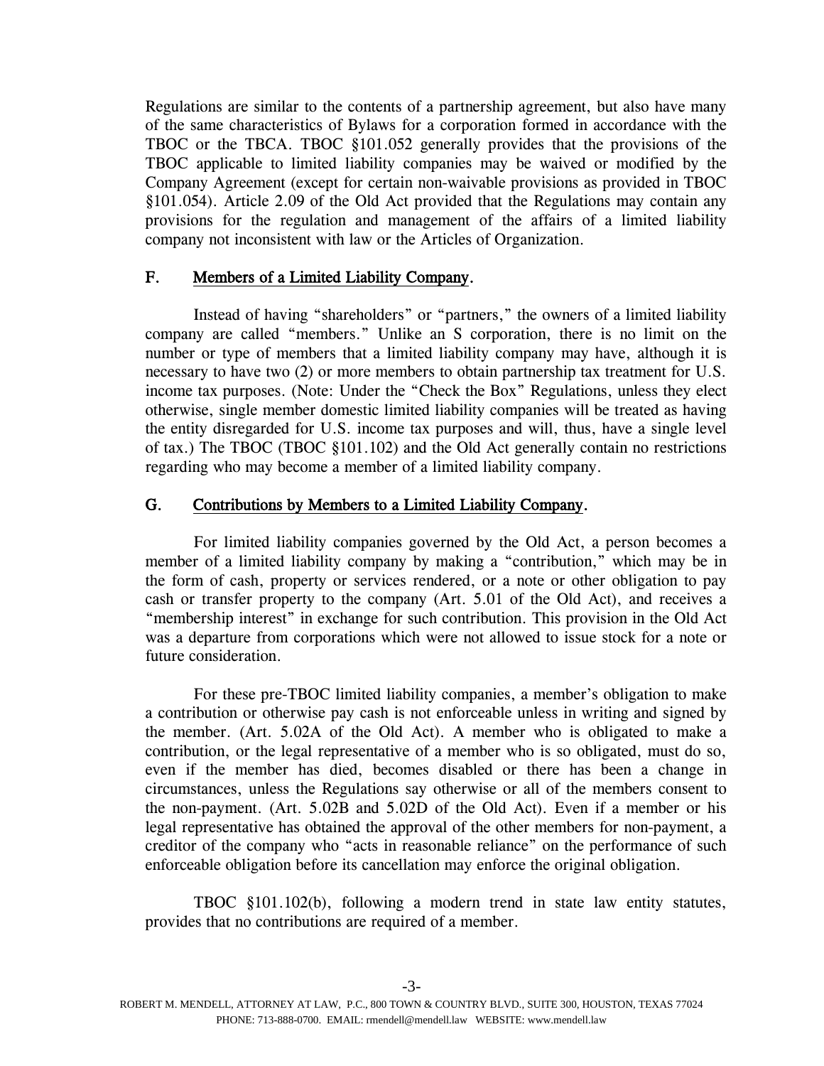Regulations are similar to the contents of a partnership agreement, but also have many of the same characteristics of Bylaws for a corporation formed in accordance with the TBOC or the TBCA. TBOC §101.052 generally provides that the provisions of the TBOC applicable to limited liability companies may be waived or modified by the Company Agreement (except for certain non-waivable provisions as provided in TBOC §101.054). Article 2.09 of the Old Act provided that the Regulations may contain any provisions for the regulation and management of the affairs of a limited liability company not inconsistent with law or the Articles of Organization.

## F. Members of a Limited Liability Company.

Instead of having "shareholders" or "partners," the owners of a limited liability company are called "members." Unlike an S corporation, there is no limit on the number or type of members that a limited liability company may have, although it is necessary to have two (2) or more members to obtain partnership tax treatment for U.S. income tax purposes. (Note: Under the "Check the Box" Regulations, unless they elect otherwise, single member domestic limited liability companies will be treated as having the entity disregarded for U.S. income tax purposes and will, thus, have a single level of tax.) The TBOC (TBOC §101.102) and the Old Act generally contain no restrictions regarding who may become a member of a limited liability company.

## G. Contributions by Members to a Limited Liability Company.

For limited liability companies governed by the Old Act, a person becomes a member of a limited liability company by making a "contribution," which may be in the form of cash, property or services rendered, or a note or other obligation to pay cash or transfer property to the company (Art. 5.01 of the Old Act), and receives a "membership interest" in exchange for such contribution. This provision in the Old Act was a departure from corporations which were not allowed to issue stock for a note or future consideration.

For these pre-TBOC limited liability companies, a member's obligation to make a contribution or otherwise pay cash is not enforceable unless in writing and signed by the member. (Art. 5.02A of the Old Act). A member who is obligated to make a contribution, or the legal representative of a member who is so obligated, must do so, even if the member has died, becomes disabled or there has been a change in circumstances, unless the Regulations say otherwise or all of the members consent to the non-payment. (Art. 5.02B and 5.02D of the Old Act). Even if a member or his legal representative has obtained the approval of the other members for non-payment, a creditor of the company who "acts in reasonable reliance" on the performance of such enforceable obligation before its cancellation may enforce the original obligation.

TBOC §101.102(b), following a modern trend in state law entity statutes, provides that no contributions are required of a member.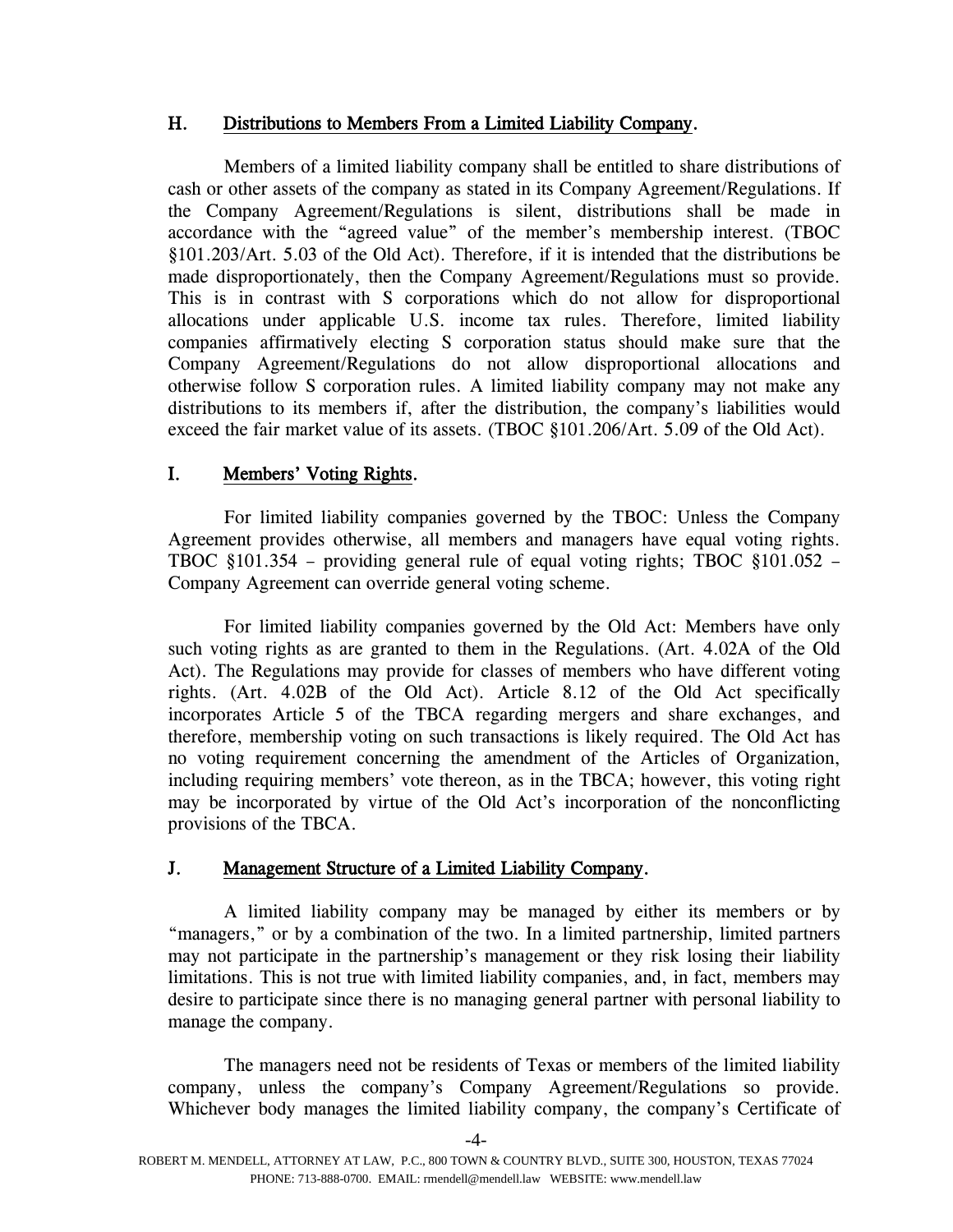### H. Distributions to Members From a Limited Liability Company.

Members of a limited liability company shall be entitled to share distributions of cash or other assets of the company as stated in its Company Agreement/Regulations. If the Company Agreement/Regulations is silent, distributions shall be made in accordance with the "agreed value" of the member's membership interest. (TBOC §101.203/Art. 5.03 of the Old Act). Therefore, if it is intended that the distributions be made disproportionately, then the Company Agreement/Regulations must so provide. This is in contrast with S corporations which do not allow for disproportional allocations under applicable U.S. income tax rules. Therefore, limited liability companies affirmatively electing S corporation status should make sure that the Company Agreement/Regulations do not allow disproportional allocations and otherwise follow S corporation rules. A limited liability company may not make any distributions to its members if, after the distribution, the company's liabilities would exceed the fair market value of its assets. (TBOC §101.206/Art. 5.09 of the Old Act).

### I. Members' Voting Rights.

For limited liability companies governed by the TBOC: Unless the Company Agreement provides otherwise, all members and managers have equal voting rights. TBOC §101.354 – providing general rule of equal voting rights; TBOC §101.052 – Company Agreement can override general voting scheme.

For limited liability companies governed by the Old Act: Members have only such voting rights as are granted to them in the Regulations. (Art. 4.02A of the Old Act). The Regulations may provide for classes of members who have different voting rights. (Art. 4.02B of the Old Act). Article 8.12 of the Old Act specifically incorporates Article 5 of the TBCA regarding mergers and share exchanges, and therefore, membership voting on such transactions is likely required. The Old Act has no voting requirement concerning the amendment of the Articles of Organization, including requiring members' vote thereon, as in the TBCA; however, this voting right may be incorporated by virtue of the Old Act's incorporation of the nonconflicting provisions of the TBCA.

### J. Management Structure of a Limited Liability Company.

A limited liability company may be managed by either its members or by "managers," or by a combination of the two. In a limited partnership, limited partners may not participate in the partnership's management or they risk losing their liability limitations. This is not true with limited liability companies, and, in fact, members may desire to participate since there is no managing general partner with personal liability to manage the company.

The managers need not be residents of Texas or members of the limited liability company, unless the company's Company Agreement/Regulations so provide. Whichever body manages the limited liability company, the company's Certificate of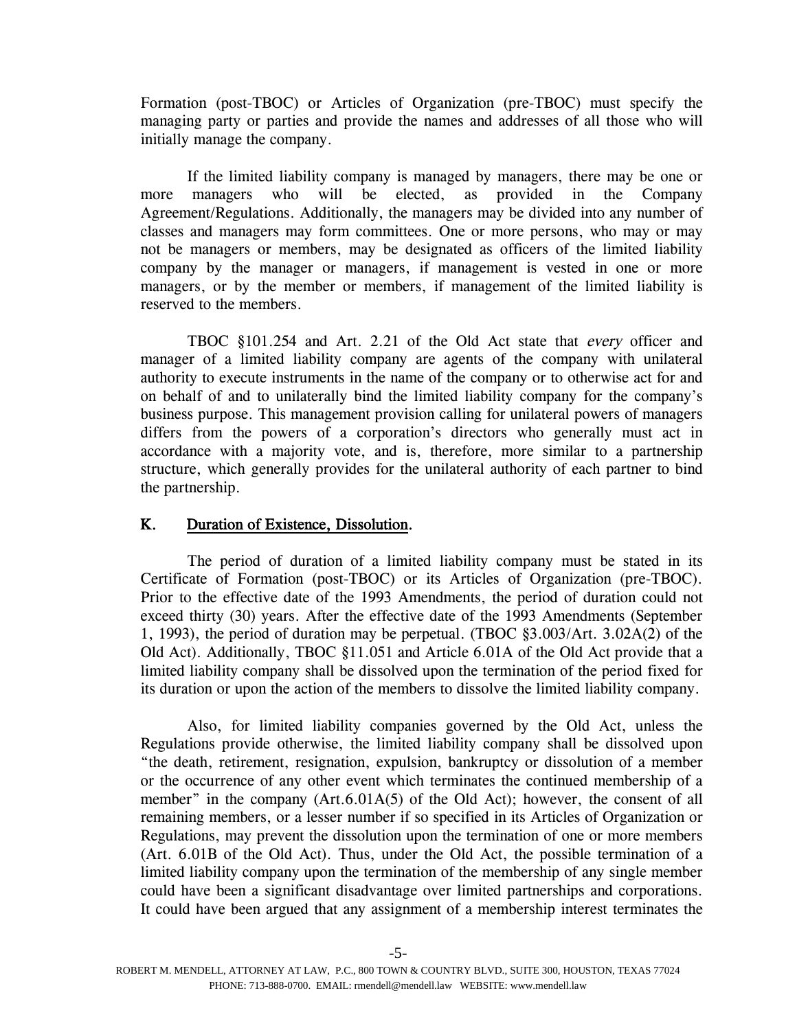Formation (post-TBOC) or Articles of Organization (pre-TBOC) must specify the managing party or parties and provide the names and addresses of all those who will initially manage the company.

If the limited liability company is managed by managers, there may be one or more managers who will be elected, as provided in the Company Agreement/Regulations. Additionally, the managers may be divided into any number of classes and managers may form committees. One or more persons, who may or may not be managers or members, may be designated as officers of the limited liability company by the manager or managers, if management is vested in one or more managers, or by the member or members, if management of the limited liability is reserved to the members.

TBOC §101.254 and Art. 2.21 of the Old Act state that *every* officer and manager of a limited liability company are agents of the company with unilateral authority to execute instruments in the name of the company or to otherwise act for and on behalf of and to unilaterally bind the limited liability company for the company's business purpose. This management provision calling for unilateral powers of managers differs from the powers of a corporation's directors who generally must act in accordance with a majority vote, and is, therefore, more similar to a partnership structure, which generally provides for the unilateral authority of each partner to bind the partnership.

## K. Duration of Existence, Dissolution.

The period of duration of a limited liability company must be stated in its Certificate of Formation (post-TBOC) or its Articles of Organization (pre-TBOC). Prior to the effective date of the 1993 Amendments, the period of duration could not exceed thirty (30) years. After the effective date of the 1993 Amendments (September 1, 1993), the period of duration may be perpetual. (TBOC §3.003/Art. 3.02A(2) of the Old Act). Additionally, TBOC §11.051 and Article 6.01A of the Old Act provide that a limited liability company shall be dissolved upon the termination of the period fixed for its duration or upon the action of the members to dissolve the limited liability company.

Also, for limited liability companies governed by the Old Act, unless the Regulations provide otherwise, the limited liability company shall be dissolved upon "the death, retirement, resignation, expulsion, bankruptcy or dissolution of a member or the occurrence of any other event which terminates the continued membership of a member" in the company (Art.6.01A(5) of the Old Act); however, the consent of all remaining members, or a lesser number if so specified in its Articles of Organization or Regulations, may prevent the dissolution upon the termination of one or more members (Art. 6.01B of the Old Act). Thus, under the Old Act, the possible termination of a limited liability company upon the termination of the membership of any single member could have been a significant disadvantage over limited partnerships and corporations. It could have been argued that any assignment of a membership interest terminates the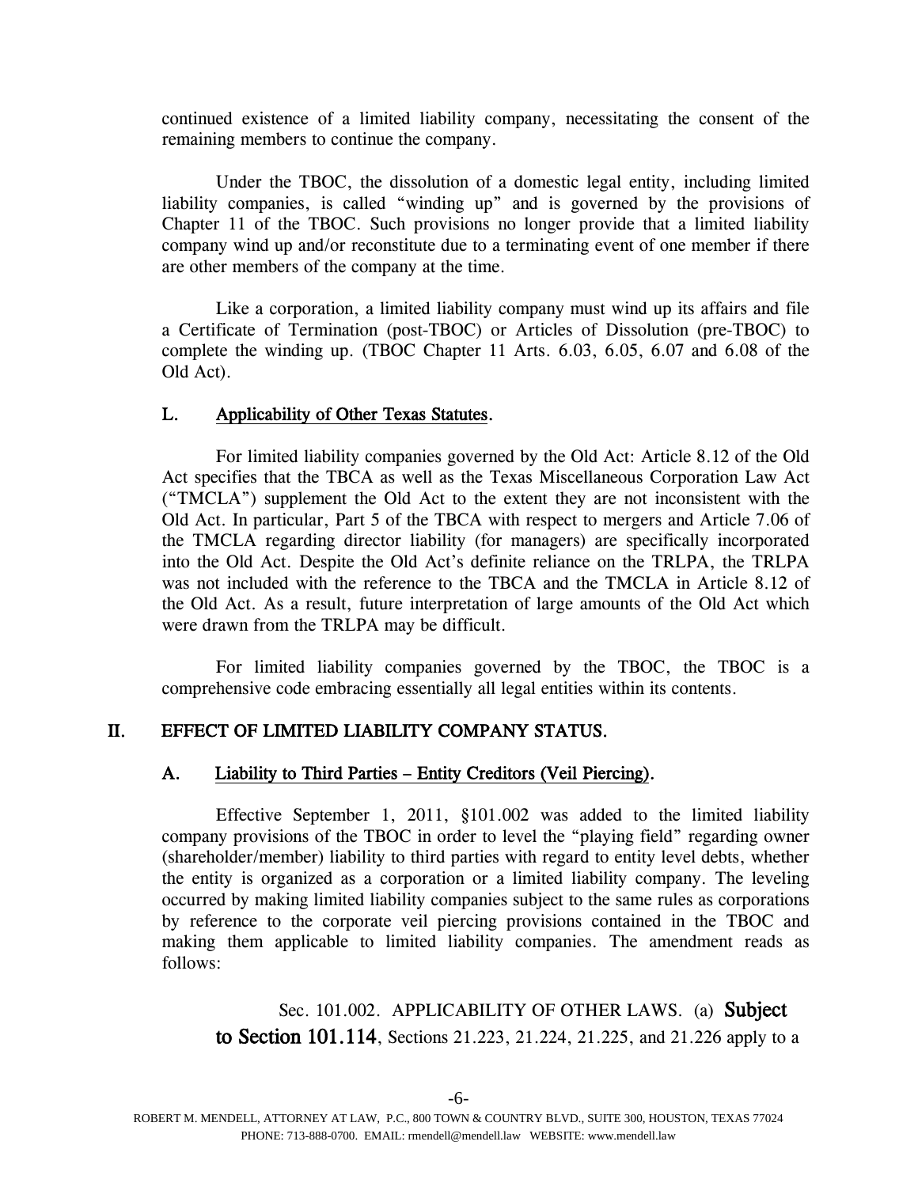continued existence of a limited liability company, necessitating the consent of the remaining members to continue the company.

Under the TBOC, the dissolution of a domestic legal entity, including limited liability companies, is called "winding up" and is governed by the provisions of Chapter 11 of the TBOC. Such provisions no longer provide that a limited liability company wind up and/or reconstitute due to a terminating event of one member if there are other members of the company at the time.

Like a corporation, a limited liability company must wind up its affairs and file a Certificate of Termination (post-TBOC) or Articles of Dissolution (pre-TBOC) to complete the winding up. (TBOC Chapter 11 Arts. 6.03, 6.05, 6.07 and 6.08 of the Old Act).

### L. Applicability of Other Texas Statutes.

For limited liability companies governed by the Old Act: Article 8.12 of the Old Act specifies that the TBCA as well as the Texas Miscellaneous Corporation Law Act ("TMCLA") supplement the Old Act to the extent they are not inconsistent with the Old Act. In particular, Part 5 of the TBCA with respect to mergers and Article 7.06 of the TMCLA regarding director liability (for managers) are specifically incorporated into the Old Act. Despite the Old Act's definite reliance on the TRLPA, the TRLPA was not included with the reference to the TBCA and the TMCLA in Article 8.12 of the Old Act. As a result, future interpretation of large amounts of the Old Act which were drawn from the TRLPA may be difficult.

For limited liability companies governed by the TBOC, the TBOC is a comprehensive code embracing essentially all legal entities within its contents.

## II. EFFECT OF LIMITED LIABILITY COMPANY STATUS.

### A. Liability to Third Parties – Entity Creditors (Veil Piercing).

Effective September 1, 2011, §101.002 was added to the limited liability company provisions of the TBOC in order to level the "playing field" regarding owner (shareholder/member) liability to third parties with regard to entity level debts, whether the entity is organized as a corporation or a limited liability company. The leveling occurred by making limited liability companies subject to the same rules as corporations by reference to the corporate veil piercing provisions contained in the TBOC and making them applicable to limited liability companies. The amendment reads as follows:

> Sec. 101.002. APPLICABILITY OF OTHER LAWS. (a) **Subject to Section 101.114**, Sections 21.223, 21.224, 21.225, and 21.226 apply to a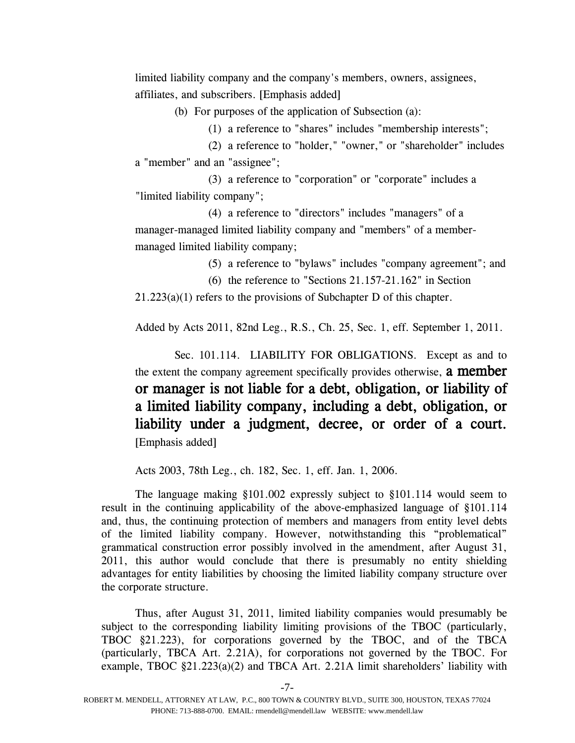limited liability company and the company's members, owners, assignees, affiliates, and subscribers. [Emphasis added]

(b) For purposes of the application of Subsection (a):

(1) a reference to "shares" includes "membership interests";

(2) a reference to "holder," "owner," or "shareholder" includes a "member" and an "assignee";

(3) a reference to "corporation" or "corporate" includes a "limited liability company";

(4) a reference to "directors" includes "managers" of a manager-managed limited liability company and "members" of a member-managed limited liability company;

(5) a reference to "bylaws" includes "company agreement"; and

(6) the reference to "Sections 21.157-21.162" in Section 21.223(a)(1) refers to the provisions of Subchapter D of this chapter.

Added by Acts 2011, 82nd Leg., R.S., Ch. 25, Sec. 1, eff. September 1, 2011.

Sec. 101.114. LIABILITY FOR OBLIGATIONS. Except as and to the extent the company agreement specifically provides otherwise, **a member or manager is not liable for a debt, obligation, or liability of a limited liability company, including a debt, obligation, or liability under a judgment, decree, or order of a court.** [Emphasis added]

Acts 2003, 78th Leg., ch. 182, Sec. 1, eff. Jan. 1, 2006.

The language making §101.002 expressly subject to §101.114 would seem to result in the continuing applicability of the above-emphasized language of §101.114 and, thus, the continuing protection of members and managers from entity level debts of the limited liability company. However, notwithstanding this "problematical" grammatical construction error possibly involved in the amendment, after August 31, 2011, this author would conclude that there is presumably no entity shielding advantages for entity liabilities by choosing the limited liability company structure over the corporate structure.

Thus, after August 31, 2011, limited liability companies would presumably be subject to the corresponding liability limiting provisions of the TBOC (particularly, TBOC §21.223), for corporations governed by the TBOC, and of the TBCA (particularly, TBCA Art. 2.21A), for corporations not governed by the TBOC. For example, TBOC §21.223(a)(2) and TBCA Art. 2.21A limit shareholders' liability with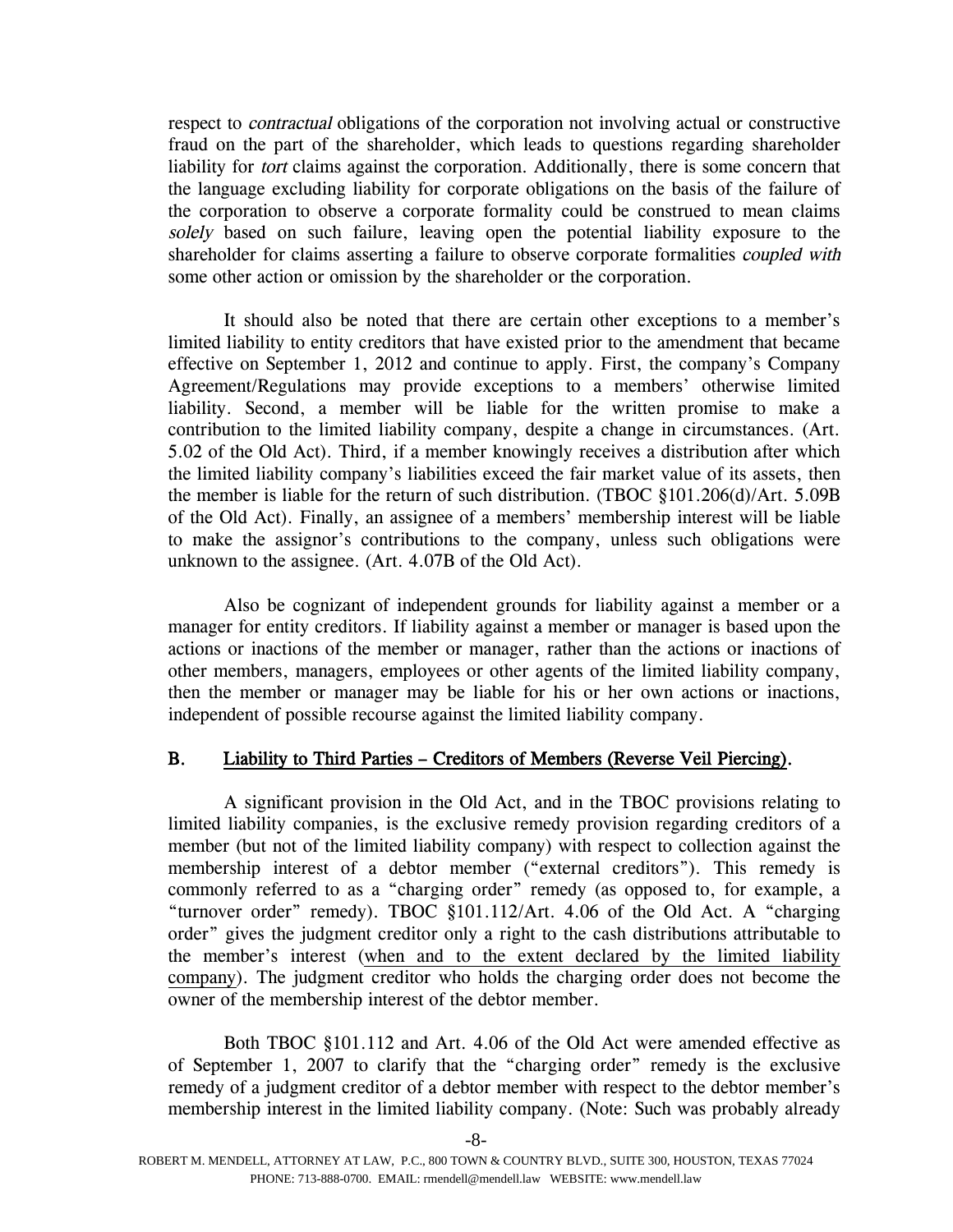respect to *contractual* obligations of the corporation not involving actual or constructive fraud on the part of the shareholder, which leads to questions regarding shareholder liability for *tort* claims against the corporation. Additionally, there is some concern that the language excluding liability for corporate obligations on the basis of the failure of the corporation to observe a corporate formality could be construed to mean claims *solely* based on such failure, leaving open the potential liability exposure to the shareholder for claims asserting a failure to observe corporate formalities *coupled with* some other action or omission by the shareholder or the corporation.

It should also be noted that there are certain other exceptions to a member's limited liability to entity creditors that have existed prior to the amendment that became effective on September 1, 2012 and continue to apply. First, the company's Company Agreement/Regulations may provide exceptions to a members' otherwise limited liability. Second, a member will be liable for the written promise to make a contribution to the limited liability company, despite a change in circumstances. (Art. 5.02 of the Old Act). Third, if a member knowingly receives a distribution after which the limited liability company's liabilities exceed the fair market value of its assets, then the member is liable for the return of such distribution. (TBOC §101.206(d)/Art. 5.09B of the Old Act). Finally, an assignee of a members' membership interest will be liable to make the assignor's contributions to the company, unless such obligations were unknown to the assignee. (Art. 4.07B of the Old Act).

Also be cognizant of independent grounds for liability against a member or a manager for entity creditors. If liability against a member or manager is based upon the actions or inactions of the member or manager, rather than the actions or inactions of other members, managers, employees or other agents of the limited liability company, then the member or manager may be liable for his or her own actions or inactions, independent of possible recourse against the limited liability company.

### B. Liability to Third Parties – Creditors of Members (Reverse Veil Piercing).

A significant provision in the Old Act, and in the TBOC provisions relating to limited liability companies, is the exclusive remedy provision regarding creditors of a member (but not of the limited liability company) with respect to collection against the membership interest of a debtor member ("external creditors"). This remedy is commonly referred to as a "charging order" remedy (as opposed to, for example, a "turnover order" remedy). TBOC §101.112/Art. 4.06 of the Old Act. A "charging order" gives the judgment creditor only a right to the cash distributions attributable to the member's interest (when and to the extent declared by the limited liability company). The judgment creditor who holds the charging order does not become the owner of the membership interest of the debtor member.

Both TBOC §101.112 and Art. 4.06 of the Old Act were amended effective as of September 1, 2007 to clarify that the "charging order" remedy is the exclusive remedy of a judgment creditor of a debtor member with respect to the debtor member's membership interest in the limited liability company. (Note: Such was probably already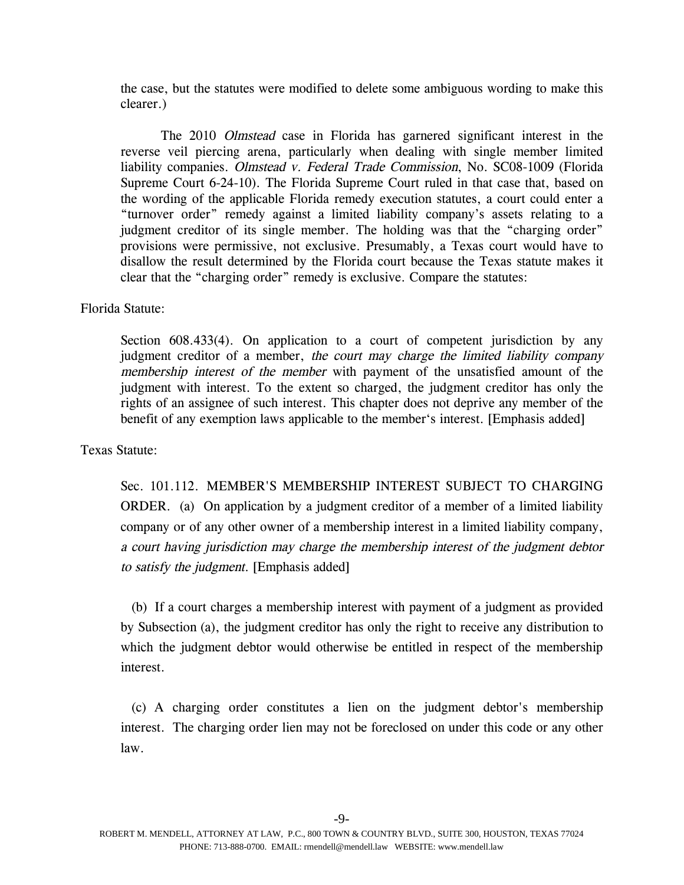the case, but the statutes were modified to delete some ambiguous wording to make this clearer.)

The 2010 *Olmstead* case in Florida has garnered significant interest in the reverse veil piercing arena, particularly when dealing with single member limited liability companies. *Olmstead v. Federal Trade Commission*, No. SC08-1009 (Florida Supreme Court 6-24-10). The Florida Supreme Court ruled in that case that, based on the wording of the applicable Florida remedy execution statutes, a court could enter a "turnover order" remedy against a limited liability company's assets relating to a judgment creditor of its single member. The holding was that the "charging order" provisions were permissive, not exclusive. Presumably, a Texas court would have to disallow the result determined by the Florida court because the Texas statute makes it clear that the "charging order" remedy is exclusive. Compare the statutes:

Florida Statute:

> Section 608.433(4). On application to a court of competent jurisdiction by any judgment creditor of a member, *the court may charge the limited liability company membership interest of the member* with payment of the unsatisfied amount of the judgment with interest. To the extent so charged, the judgment creditor has only the rights of an assignee of such interest. This chapter does not deprive any member of the benefit of any exemption laws applicable to the member's interest. [Emphasis added]

Texas Statute:

> Sec. 101.112. MEMBER'S MEMBERSHIP INTEREST SUBJECT TO CHARGING ORDER. (a) On application by a judgment creditor of a member of a limited liability company or of any other owner of a membership interest in a limited liability company, *a court having jurisdiction may charge the membership interest of the judgment debtor to satisfy the judgment.* [Emphasis added]
>
> (b) If a court charges a membership interest with payment of a judgment as provided by Subsection (a), the judgment creditor has only the right to receive any distribution to which the judgment debtor would otherwise be entitled in respect of the membership interest.
>
> (c) A charging order constitutes a lien on the judgment debtor's membership interest. The charging order lien may not be foreclosed on under this code or any other law.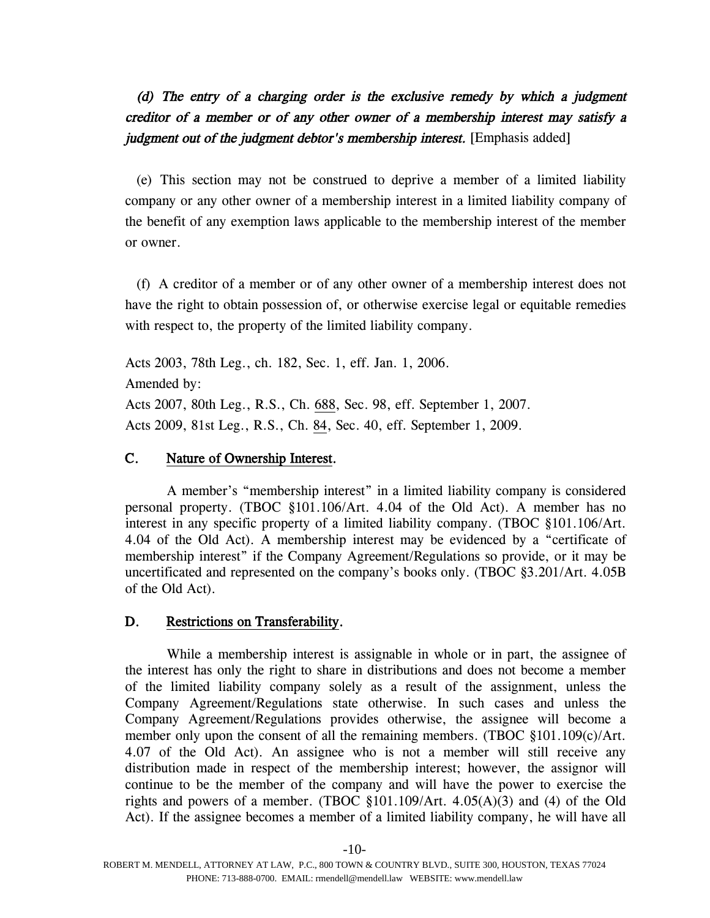*(d) The entry of a charging order is the exclusive remedy by which a judgment creditor of a member or of any other owner of a membership interest may satisfy a judgment out of the judgment debtor's membership interest.* [Emphasis added]

(e) This section may not be construed to deprive a member of a limited liability company or any other owner of a membership interest in a limited liability company of the benefit of any exemption laws applicable to the membership interest of the member or owner.

(f) A creditor of a member or of any other owner of a membership interest does not have the right to obtain possession of, or otherwise exercise legal or equitable remedies with respect to, the property of the limited liability company.

Acts 2003, 78th Leg., ch. 182, Sec. 1, eff. Jan. 1, 2006.
Amended by:
Acts 2007, 80th Leg., R.S., Ch. 688, Sec. 98, eff. September 1, 2007.
Acts 2009, 81st Leg., R.S., Ch. 84, Sec. 40, eff. September 1, 2009.

### C. Nature of Ownership Interest.

A member's "membership interest" in a limited liability company is considered personal property. (TBOC §101.106/Art. 4.04 of the Old Act). A member has no interest in any specific property of a limited liability company. (TBOC §101.106/Art. 4.04 of the Old Act). A membership interest may be evidenced by a "certificate of membership interest" if the Company Agreement/Regulations so provide, or it may be uncertificated and represented on the company's books only. (TBOC §3.201/Art. 4.05B of the Old Act).

### D. Restrictions on Transferability.

While a membership interest is assignable in whole or in part, the assignee of the interest has only the right to share in distributions and does not become a member of the limited liability company solely as a result of the assignment, unless the Company Agreement/Regulations state otherwise. In such cases and unless the Company Agreement/Regulations provides otherwise, the assignee will become a member only upon the consent of all the remaining members. (TBOC §101.109(c)/Art. 4.07 of the Old Act). An assignee who is not a member will still receive any distribution made in respect of the membership interest; however, the assignor will continue to be the member of the company and will have the power to exercise the rights and powers of a member. (TBOC §101.109/Art. 4.05(A)(3) and (4) of the Old Act). If the assignee becomes a member of a limited liability company, he will have all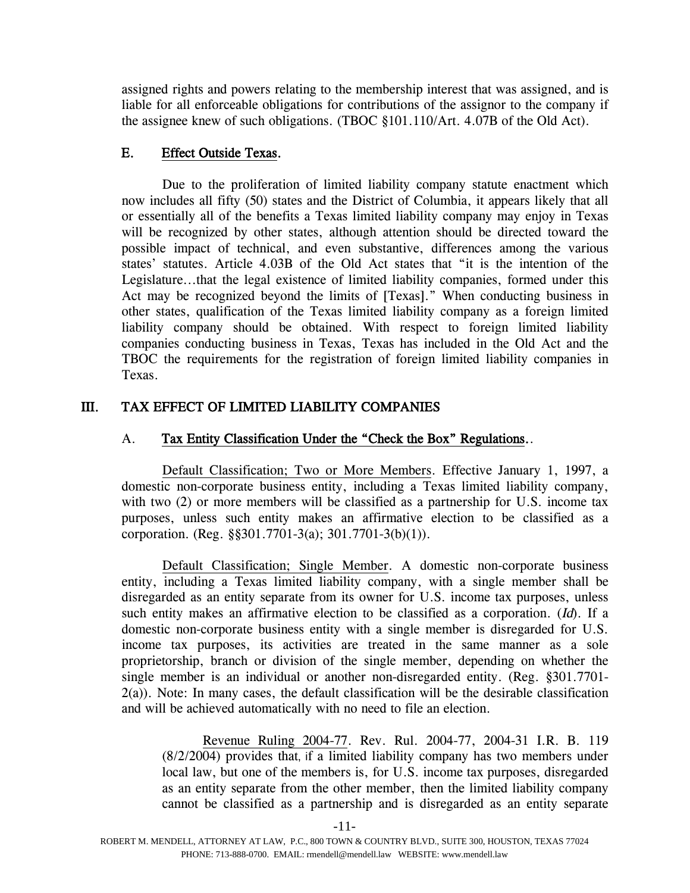assigned rights and powers relating to the membership interest that was assigned, and is liable for all enforceable obligations for contributions of the assignor to the company if the assignee knew of such obligations. (TBOC §101.110/Art. 4.07B of the Old Act).

### E. Effect Outside Texas.

Due to the proliferation of limited liability company statute enactment which now includes all fifty (50) states and the District of Columbia, it appears likely that all or essentially all of the benefits a Texas limited liability company may enjoy in Texas will be recognized by other states, although attention should be directed toward the possible impact of technical, and even substantive, differences among the various states' statutes. Article 4.03B of the Old Act states that "it is the intention of the Legislature…that the legal existence of limited liability companies, formed under this Act may be recognized beyond the limits of [Texas]." When conducting business in other states, qualification of the Texas limited liability company as a foreign limited liability company should be obtained. With respect to foreign limited liability companies conducting business in Texas, Texas has included in the Old Act and the TBOC the requirements for the registration of foreign limited liability companies in Texas.

## III. TAX EFFECT OF LIMITED LIABILITY COMPANIES

### A. Tax Entity Classification Under the "Check the Box" Regulations..

Default Classification; Two or More Members. Effective January 1, 1997, a domestic non-corporate business entity, including a Texas limited liability company, with two (2) or more members will be classified as a partnership for U.S. income tax purposes, unless such entity makes an affirmative election to be classified as a corporation. (Reg. §§301.7701-3(a); 301.7701-3(b)(1)).

Default Classification; Single Member. A domestic non-corporate business entity, including a Texas limited liability company, with a single member shall be disregarded as an entity separate from its owner for U.S. income tax purposes, unless such entity makes an affirmative election to be classified as a corporation. (*Id*). If a domestic non-corporate business entity with a single member is disregarded for U.S. income tax purposes, its activities are treated in the same manner as a sole proprietorship, branch or division of the single member, depending on whether the single member is an individual or another non-disregarded entity. (Reg. §301.7701-2(a)). Note: In many cases, the default classification will be the desirable classification and will be achieved automatically with no need to file an election.

> Revenue Ruling 2004-77. Rev. Rul. 2004-77, 2004-31 I.R. B. 119 (8/2/2004) provides that, if a limited liability company has two members under local law, but one of the members is, for U.S. income tax purposes, disregarded as an entity separate from the other member, then the limited liability company cannot be classified as a partnership and is disregarded as an entity separate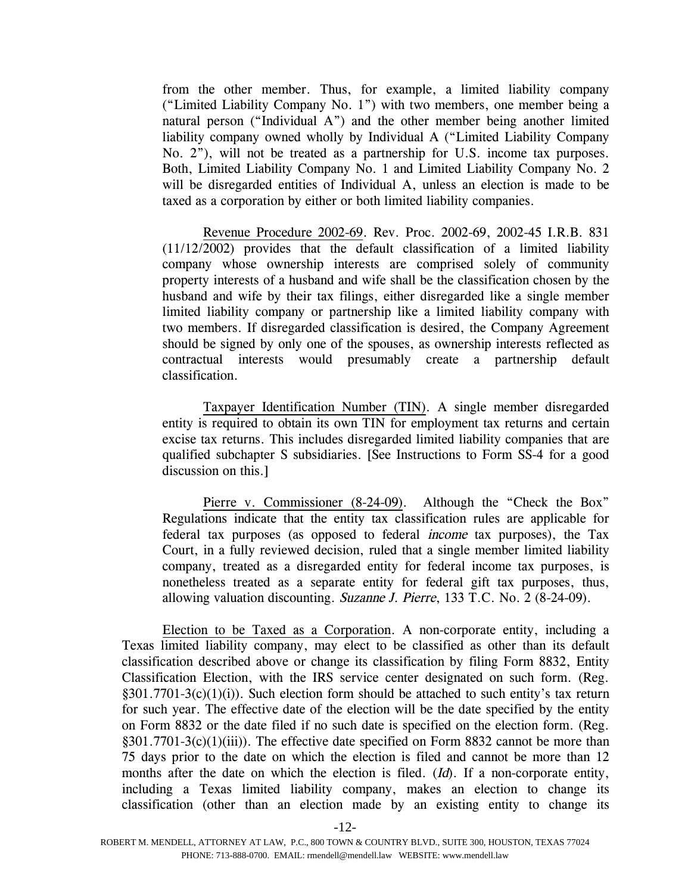from the other member. Thus, for example, a limited liability company ("Limited Liability Company No. 1") with two members, one member being a natural person ("Individual A") and the other member being another limited liability company owned wholly by Individual A ("Limited Liability Company No. 2"), will not be treated as a partnership for U.S. income tax purposes. Both, Limited Liability Company No. 1 and Limited Liability Company No. 2 will be disregarded entities of Individual A, unless an election is made to be taxed as a corporation by either or both limited liability companies.

Revenue Procedure 2002-69. Rev. Proc. 2002-69, 2002-45 I.R.B. 831 (11/12/2002) provides that the default classification of a limited liability company whose ownership interests are comprised solely of community property interests of a husband and wife shall be the classification chosen by the husband and wife by their tax filings, either disregarded like a single member limited liability company or partnership like a limited liability company with two members. If disregarded classification is desired, the Company Agreement should be signed by only one of the spouses, as ownership interests reflected as contractual interests would presumably create a partnership default classification.

Taxpayer Identification Number (TIN). A single member disregarded entity is required to obtain its own TIN for employment tax returns and certain excise tax returns. This includes disregarded limited liability companies that are qualified subchapter S subsidiaries. [See Instructions to Form SS-4 for a good discussion on this.]

Pierre v. Commissioner (8-24-09). Although the "Check the Box" Regulations indicate that the entity tax classification rules are applicable for federal tax purposes (as opposed to federal *income* tax purposes), the Tax Court, in a fully reviewed decision, ruled that a single member limited liability company, treated as a disregarded entity for federal income tax purposes, is nonetheless treated as a separate entity for federal gift tax purposes, thus, allowing valuation discounting. *Suzanne J. Pierre*, 133 T.C. No. 2 (8-24-09).

Election to be Taxed as a Corporation. A non-corporate entity, including a Texas limited liability company, may elect to be classified as other than its default classification described above or change its classification by filing Form 8832, Entity Classification Election, with the IRS service center designated on such form. (Reg. §301.7701-3(c)(1)(i)). Such election form should be attached to such entity's tax return for such year. The effective date of the election will be the date specified by the entity on Form 8832 or the date filed if no such date is specified on the election form. (Reg. §301.7701-3(c)(1)(iii)). The effective date specified on Form 8832 cannot be more than 75 days prior to the date on which the election is filed and cannot be more than 12 months after the date on which the election is filed. (*Id*). If a non-corporate entity, including a Texas limited liability company, makes an election to change its classification (other than an election made by an existing entity to change its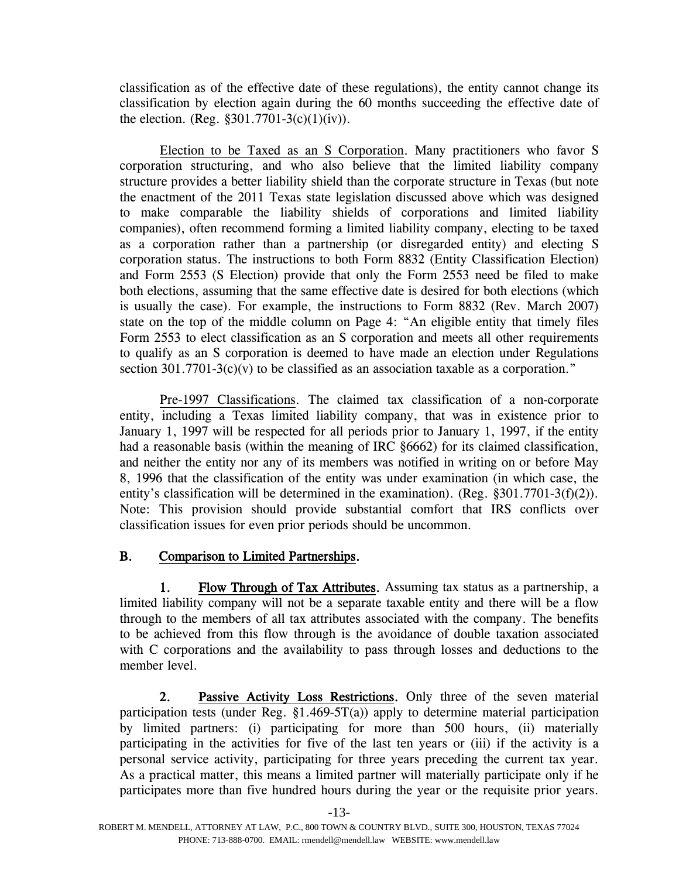classification as of the effective date of these regulations), the entity cannot change its classification by election again during the 60 months succeeding the effective date of the election. (Reg. §301.7701-3(c)(1)(iv)).

Election to be Taxed as an S Corporation. Many practitioners who favor S corporation structuring, and who also believe that the limited liability company structure provides a better liability shield than the corporate structure in Texas (but note the enactment of the 2011 Texas state legislation discussed above which was designed to make comparable the liability shields of corporations and limited liability companies), often recommend forming a limited liability company, electing to be taxed as a corporation rather than a partnership (or disregarded entity) and electing S corporation status. The instructions to both Form 8832 (Entity Classification Election) and Form 2553 (S Election) provide that only the Form 2553 need be filed to make both elections, assuming that the same effective date is desired for both elections (which is usually the case). For example, the instructions to Form 8832 (Rev. March 2007) state on the top of the middle column on Page 4: "An eligible entity that timely files Form 2553 to elect classification as an S corporation and meets all other requirements to qualify as an S corporation is deemed to have made an election under Regulations section 301.7701-3(c)(v) to be classified as an association taxable as a corporation."

Pre-1997 Classifications. The claimed tax classification of a non-corporate entity, including a Texas limited liability company, that was in existence prior to January 1, 1997 will be respected for all periods prior to January 1, 1997, if the entity had a reasonable basis (within the meaning of IRC §6662) for its claimed classification, and neither the entity nor any of its members was notified in writing on or before May 8, 1996 that the classification of the entity was under examination (in which case, the entity's classification will be determined in the examination). (Reg. §301.7701-3(f)(2)). Note: This provision should provide substantial comfort that IRS conflicts over classification issues for even prior periods should be uncommon.

## B. Comparison to Limited Partnerships.

**1. Flow Through of Tax Attributes.** Assuming tax status as a partnership, a limited liability company will not be a separate taxable entity and there will be a flow through to the members of all tax attributes associated with the company. The benefits to be achieved from this flow through is the avoidance of double taxation associated with C corporations and the availability to pass through losses and deductions to the member level.

**2. Passive Activity Loss Restrictions.** Only three of the seven material participation tests (under Reg. §1.469-5T(a)) apply to determine material participation by limited partners: (i) participating for more than 500 hours, (ii) materially participating in the activities for five of the last ten years or (iii) if the activity is a personal service activity, participating for three years preceding the current tax year. As a practical matter, this means a limited partner will materially participate only if he participates more than five hundred hours during the year or the requisite prior years.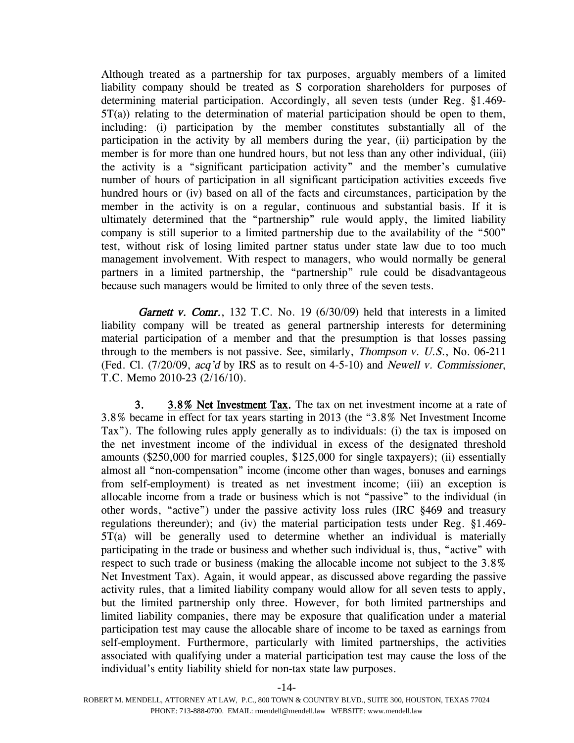Although treated as a partnership for tax purposes, arguably members of a limited liability company should be treated as S corporation shareholders for purposes of determining material participation. Accordingly, all seven tests (under Reg. §1.469-5T(a)) relating to the determination of material participation should be open to them, including: (i) participation by the member constitutes substantially all of the participation in the activity by all members during the year, (ii) participation by the member is for more than one hundred hours, but not less than any other individual, (iii) the activity is a "significant participation activity" and the member's cumulative number of hours of participation in all significant participation activities exceeds five hundred hours or (iv) based on all of the facts and circumstances, participation by the member in the activity is on a regular, continuous and substantial basis. If it is ultimately determined that the "partnership" rule would apply, the limited liability company is still superior to a limited partnership due to the availability of the "500" test, without risk of losing limited partner status under state law due to too much management involvement. With respect to managers, who would normally be general partners in a limited partnership, the "partnership" rule could be disadvantageous because such managers would be limited to only three of the seven tests.

***Garnett v. Comr.***, 132 T.C. No. 19 (6/30/09) held that interests in a limited liability company will be treated as general partnership interests for determining material participation of a member and that the presumption is that losses passing through to the members is not passive. See, similarly, *Thompson v. U.S.*, No. 06-211 (Fed. Cl. (7/20/09, *acq'd* by IRS as to result on 4-5-10) and *Newell v. Commissioner*, T.C. Memo 2010-23 (2/16/10).

**3. <u>3.8% Net Investment Tax</u>.** The tax on net investment income at a rate of 3.8% became in effect for tax years starting in 2013 (the "3.8% Net Investment Income Tax"). The following rules apply generally as to individuals: (i) the tax is imposed on the net investment income of the individual in excess of the designated threshold amounts ($250,000 for married couples, $125,000 for single taxpayers); (ii) essentially almost all "non-compensation" income (income other than wages, bonuses and earnings from self-employment) is treated as net investment income; (iii) an exception is allocable income from a trade or business which is not "passive" to the individual (in other words, "active") under the passive activity loss rules (IRC §469 and treasury regulations thereunder); and (iv) the material participation tests under Reg. §1.469-5T(a) will be generally used to determine whether an individual is materially participating in the trade or business and whether such individual is, thus, "active" with respect to such trade or business (making the allocable income not subject to the 3.8% Net Investment Tax). Again, it would appear, as discussed above regarding the passive activity rules, that a limited liability company would allow for all seven tests to apply, but the limited partnership only three. However, for both limited partnerships and limited liability companies, there may be exposure that qualification under a material participation test may cause the allocable share of income to be taxed as earnings from self-employment. Furthermore, particularly with limited partnerships, the activities associated with qualifying under a material participation test may cause the loss of the individual's entity liability shield for non-tax state law purposes.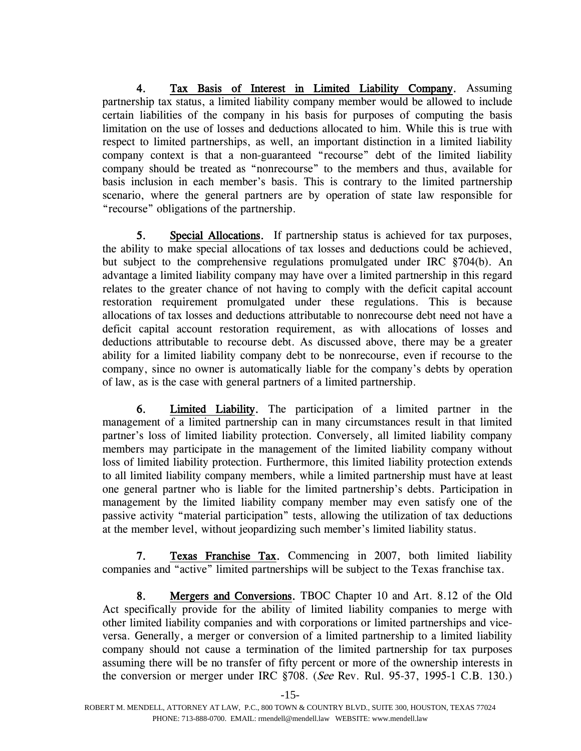4. **Tax Basis of Interest in Limited Liability Company.** Assuming partnership tax status, a limited liability company member would be allowed to include certain liabilities of the company in his basis for purposes of computing the basis limitation on the use of losses and deductions allocated to him. While this is true with respect to limited partnerships, as well, an important distinction in a limited liability company context is that a non-guaranteed "recourse" debt of the limited liability company should be treated as "nonrecourse" to the members and thus, available for basis inclusion in each member's basis. This is contrary to the limited partnership scenario, where the general partners are by operation of state law responsible for "recourse" obligations of the partnership.

5. **Special Allocations.** If partnership status is achieved for tax purposes, the ability to make special allocations of tax losses and deductions could be achieved, but subject to the comprehensive regulations promulgated under IRC §704(b). An advantage a limited liability company may have over a limited partnership in this regard relates to the greater chance of not having to comply with the deficit capital account restoration requirement promulgated under these regulations. This is because allocations of tax losses and deductions attributable to nonrecourse debt need not have a deficit capital account restoration requirement, as with allocations of losses and deductions attributable to recourse debt. As discussed above, there may be a greater ability for a limited liability company debt to be nonrecourse, even if recourse to the company, since no owner is automatically liable for the company's debts by operation of law, as is the case with general partners of a limited partnership.

6. **Limited Liability.** The participation of a limited partner in the management of a limited partnership can in many circumstances result in that limited partner's loss of limited liability protection. Conversely, all limited liability company members may participate in the management of the limited liability company without loss of limited liability protection. Furthermore, this limited liability protection extends to all limited liability company members, while a limited partnership must have at least one general partner who is liable for the limited partnership's debts. Participation in management by the limited liability company member may even satisfy one of the passive activity "material participation" tests, allowing the utilization of tax deductions at the member level, without jeopardizing such member's limited liability status.

7. **Texas Franchise Tax.** Commencing in 2007, both limited liability companies and "active" limited partnerships will be subject to the Texas franchise tax.

8. **Mergers and Conversions.** TBOC Chapter 10 and Art. 8.12 of the Old Act specifically provide for the ability of limited liability companies to merge with other limited liability companies and with corporations or limited partnerships and vice-versa. Generally, a merger or conversion of a limited partnership to a limited liability company should not cause a termination of the limited partnership for tax purposes assuming there will be no transfer of fifty percent or more of the ownership interests in the conversion or merger under IRC §708. (*See* Rev. Rul. 95-37, 1995-1 C.B. 130.)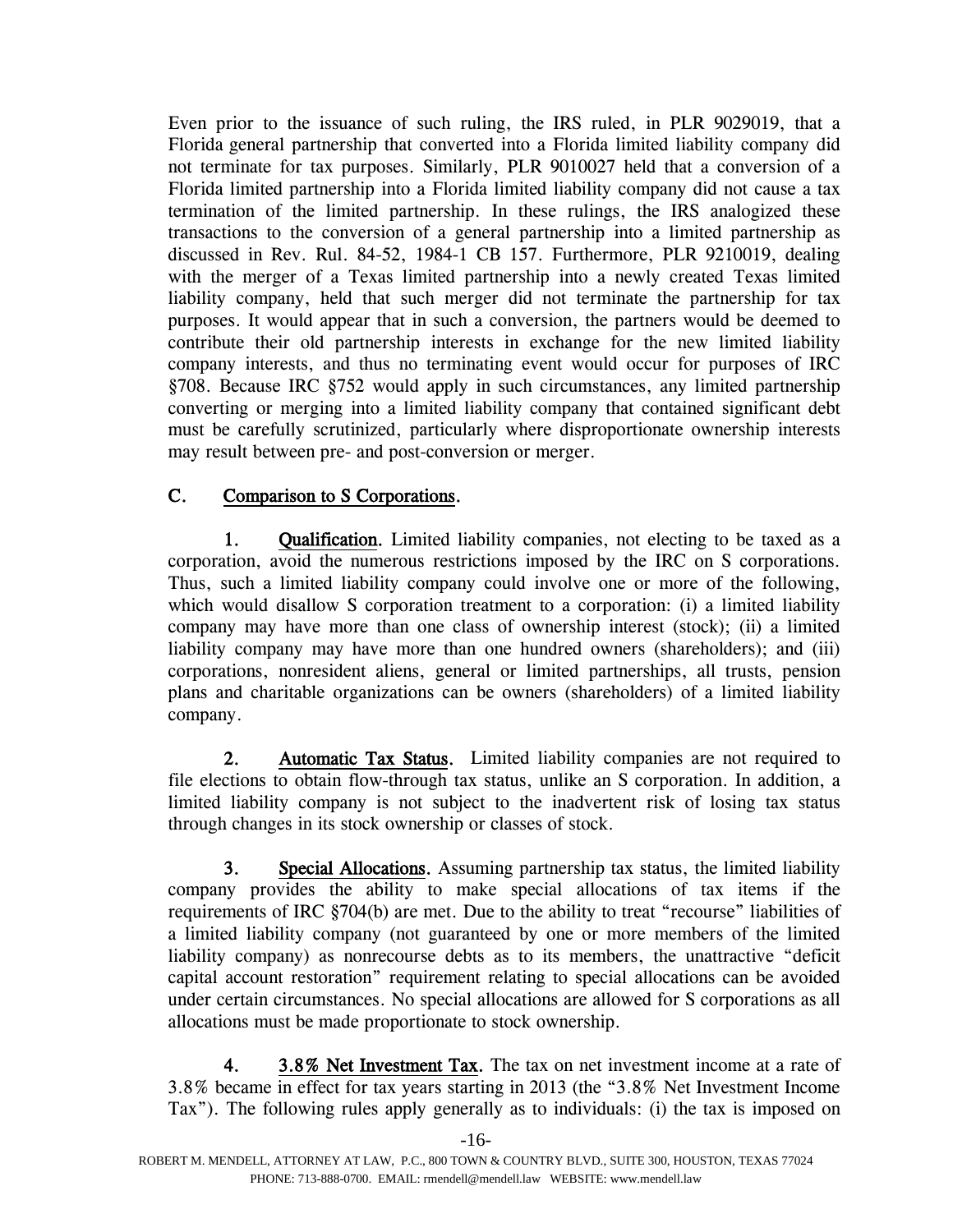Even prior to the issuance of such ruling, the IRS ruled, in PLR 9029019, that a Florida general partnership that converted into a Florida limited liability company did not terminate for tax purposes. Similarly, PLR 9010027 held that a conversion of a Florida limited partnership into a Florida limited liability company did not cause a tax termination of the limited partnership. In these rulings, the IRS analogized these transactions to the conversion of a general partnership into a limited partnership as discussed in Rev. Rul. 84-52, 1984-1 CB 157. Furthermore, PLR 9210019, dealing with the merger of a Texas limited partnership into a newly created Texas limited liability company, held that such merger did not terminate the partnership for tax purposes. It would appear that in such a conversion, the partners would be deemed to contribute their old partnership interests in exchange for the new limited liability company interests, and thus no terminating event would occur for purposes of IRC §708. Because IRC §752 would apply in such circumstances, any limited partnership converting or merging into a limited liability company that contained significant debt must be carefully scrutinized, particularly where disproportionate ownership interests may result between pre- and post-conversion or merger.

## C. Comparison to S Corporations.

**1. Qualification.** Limited liability companies, not electing to be taxed as a corporation, avoid the numerous restrictions imposed by the IRC on S corporations. Thus, such a limited liability company could involve one or more of the following, which would disallow S corporation treatment to a corporation: (i) a limited liability company may have more than one class of ownership interest (stock); (ii) a limited liability company may have more than one hundred owners (shareholders); and (iii) corporations, nonresident aliens, general or limited partnerships, all trusts, pension plans and charitable organizations can be owners (shareholders) of a limited liability company.

**2. Automatic Tax Status.** Limited liability companies are not required to file elections to obtain flow-through tax status, unlike an S corporation. In addition, a limited liability company is not subject to the inadvertent risk of losing tax status through changes in its stock ownership or classes of stock.

**3. Special Allocations.** Assuming partnership tax status, the limited liability company provides the ability to make special allocations of tax items if the requirements of IRC §704(b) are met. Due to the ability to treat "recourse" liabilities of a limited liability company (not guaranteed by one or more members of the limited liability company) as nonrecourse debts as to its members, the unattractive "deficit capital account restoration" requirement relating to special allocations can be avoided under certain circumstances. No special allocations are allowed for S corporations as all allocations must be made proportionate to stock ownership.

**4. 3.8% Net Investment Tax.** The tax on net investment income at a rate of 3.8% became in effect for tax years starting in 2013 (the "3.8% Net Investment Income Tax"). The following rules apply generally as to individuals: (i) the tax is imposed on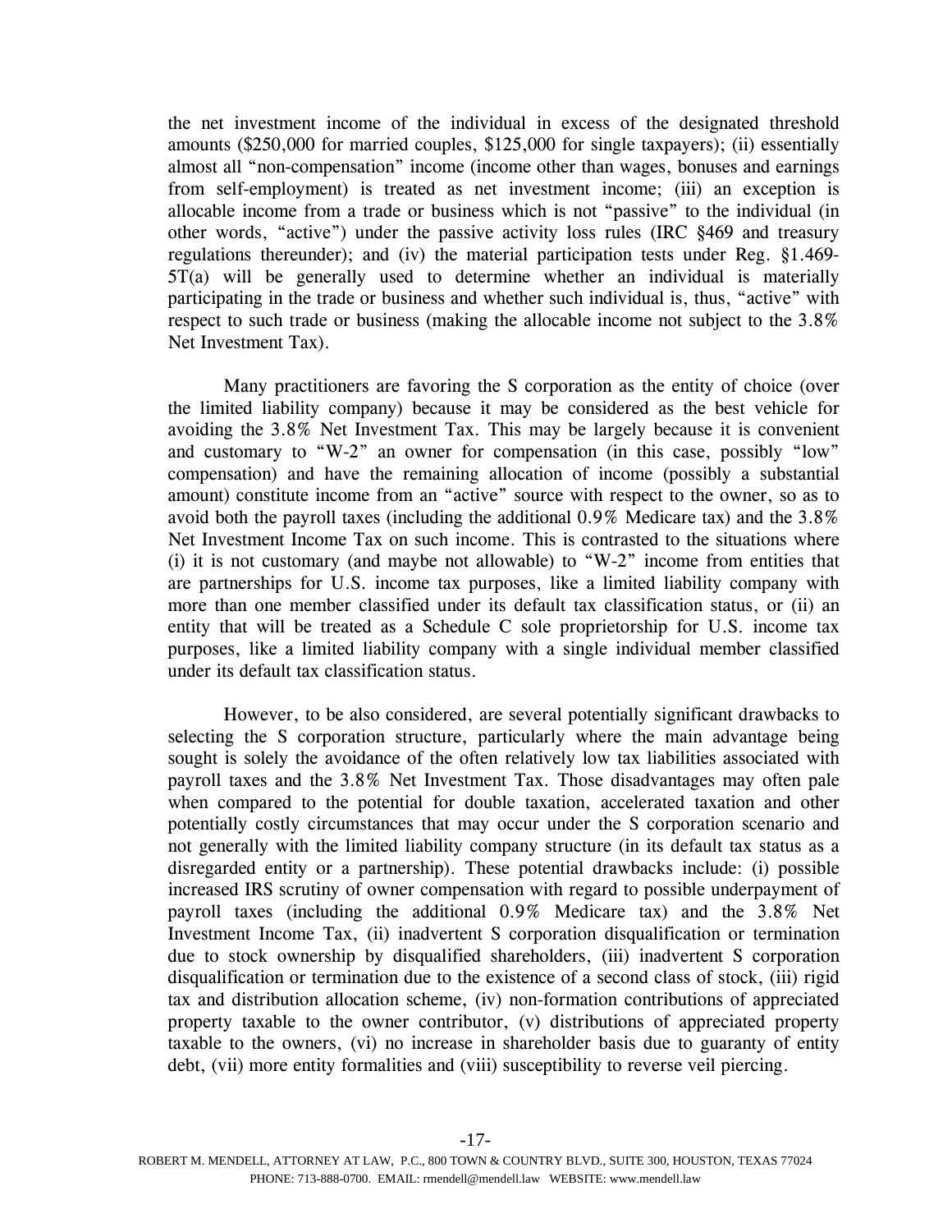the net investment income of the individual in excess of the designated threshold amounts ($250,000 for married couples, $125,000 for single taxpayers); (ii) essentially almost all "non-compensation" income (income other than wages, bonuses and earnings from self-employment) is treated as net investment income; (iii) an exception is allocable income from a trade or business which is not "passive" to the individual (in other words, "active") under the passive activity loss rules (IRC §469 and treasury regulations thereunder); and (iv) the material participation tests under Reg. §1.469-5T(a) will be generally used to determine whether an individual is materially participating in the trade or business and whether such individual is, thus, "active" with respect to such trade or business (making the allocable income not subject to the 3.8% Net Investment Tax).

Many practitioners are favoring the S corporation as the entity of choice (over the limited liability company) because it may be considered as the best vehicle for avoiding the 3.8% Net Investment Tax. This may be largely because it is convenient and customary to "W-2" an owner for compensation (in this case, possibly "low" compensation) and have the remaining allocation of income (possibly a substantial amount) constitute income from an "active" source with respect to the owner, so as to avoid both the payroll taxes (including the additional 0.9% Medicare tax) and the 3.8% Net Investment Income Tax on such income. This is contrasted to the situations where (i) it is not customary (and maybe not allowable) to "W-2" income from entities that are partnerships for U.S. income tax purposes, like a limited liability company with more than one member classified under its default tax classification status, or (ii) an entity that will be treated as a Schedule C sole proprietorship for U.S. income tax purposes, like a limited liability company with a single individual member classified under its default tax classification status.

However, to be also considered, are several potentially significant drawbacks to selecting the S corporation structure, particularly where the main advantage being sought is solely the avoidance of the often relatively low tax liabilities associated with payroll taxes and the 3.8% Net Investment Tax. Those disadvantages may often pale when compared to the potential for double taxation, accelerated taxation and other potentially costly circumstances that may occur under the S corporation scenario and not generally with the limited liability company structure (in its default tax status as a disregarded entity or a partnership). These potential drawbacks include: (i) possible increased IRS scrutiny of owner compensation with regard to possible underpayment of payroll taxes (including the additional 0.9% Medicare tax) and the 3.8% Net Investment Income Tax, (ii) inadvertent S corporation disqualification or termination due to stock ownership by disqualified shareholders, (iii) inadvertent S corporation disqualification or termination due to the existence of a second class of stock, (iii) rigid tax and distribution allocation scheme, (iv) non-formation contributions of appreciated property taxable to the owner contributor, (v) distributions of appreciated property taxable to the owners, (vi) no increase in shareholder basis due to guaranty of entity debt, (vii) more entity formalities and (viii) susceptibility to reverse veil piercing.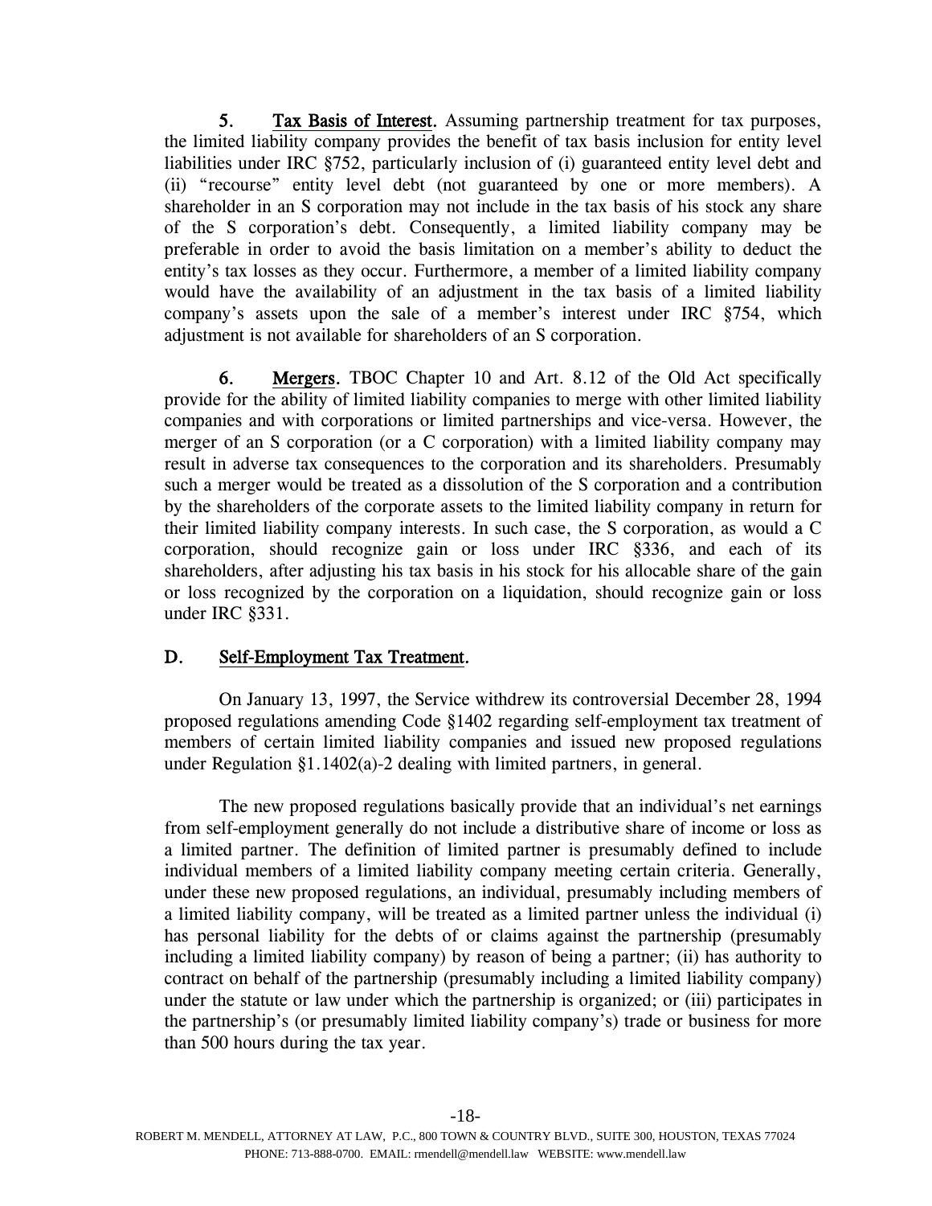**5. <u>Tax Basis of Interest</u>.** Assuming partnership treatment for tax purposes, the limited liability company provides the benefit of tax basis inclusion for entity level liabilities under IRC §752, particularly inclusion of (i) guaranteed entity level debt and (ii) "recourse" entity level debt (not guaranteed by one or more members). A shareholder in an S corporation may not include in the tax basis of his stock any share of the S corporation's debt. Consequently, a limited liability company may be preferable in order to avoid the basis limitation on a member's ability to deduct the entity's tax losses as they occur. Furthermore, a member of a limited liability company would have the availability of an adjustment in the tax basis of a limited liability company's assets upon the sale of a member's interest under IRC §754, which adjustment is not available for shareholders of an S corporation.

**6. <u>Mergers</u>.** TBOC Chapter 10 and Art. 8.12 of the Old Act specifically provide for the ability of limited liability companies to merge with other limited liability companies and with corporations or limited partnerships and vice-versa. However, the merger of an S corporation (or a C corporation) with a limited liability company may result in adverse tax consequences to the corporation and its shareholders. Presumably such a merger would be treated as a dissolution of the S corporation and a contribution by the shareholders of the corporate assets to the limited liability company in return for their limited liability company interests. In such case, the S corporation, as would a C corporation, should recognize gain or loss under IRC §336, and each of its shareholders, after adjusting his tax basis in his stock for his allocable share of the gain or loss recognized by the corporation on a liquidation, should recognize gain or loss under IRC §331.

## D. <u>Self-Employment Tax Treatment</u>.

On January 13, 1997, the Service withdrew its controversial December 28, 1994 proposed regulations amending Code §1402 regarding self-employment tax treatment of members of certain limited liability companies and issued new proposed regulations under Regulation §1.1402(a)-2 dealing with limited partners, in general.

The new proposed regulations basically provide that an individual's net earnings from self-employment generally do not include a distributive share of income or loss as a limited partner. The definition of limited partner is presumably defined to include individual members of a limited liability company meeting certain criteria. Generally, under these new proposed regulations, an individual, presumably including members of a limited liability company, will be treated as a limited partner unless the individual (i) has personal liability for the debts of or claims against the partnership (presumably including a limited liability company) by reason of being a partner; (ii) has authority to contract on behalf of the partnership (presumably including a limited liability company) under the statute or law under which the partnership is organized; or (iii) participates in the partnership's (or presumably limited liability company's) trade or business for more than 500 hours during the tax year.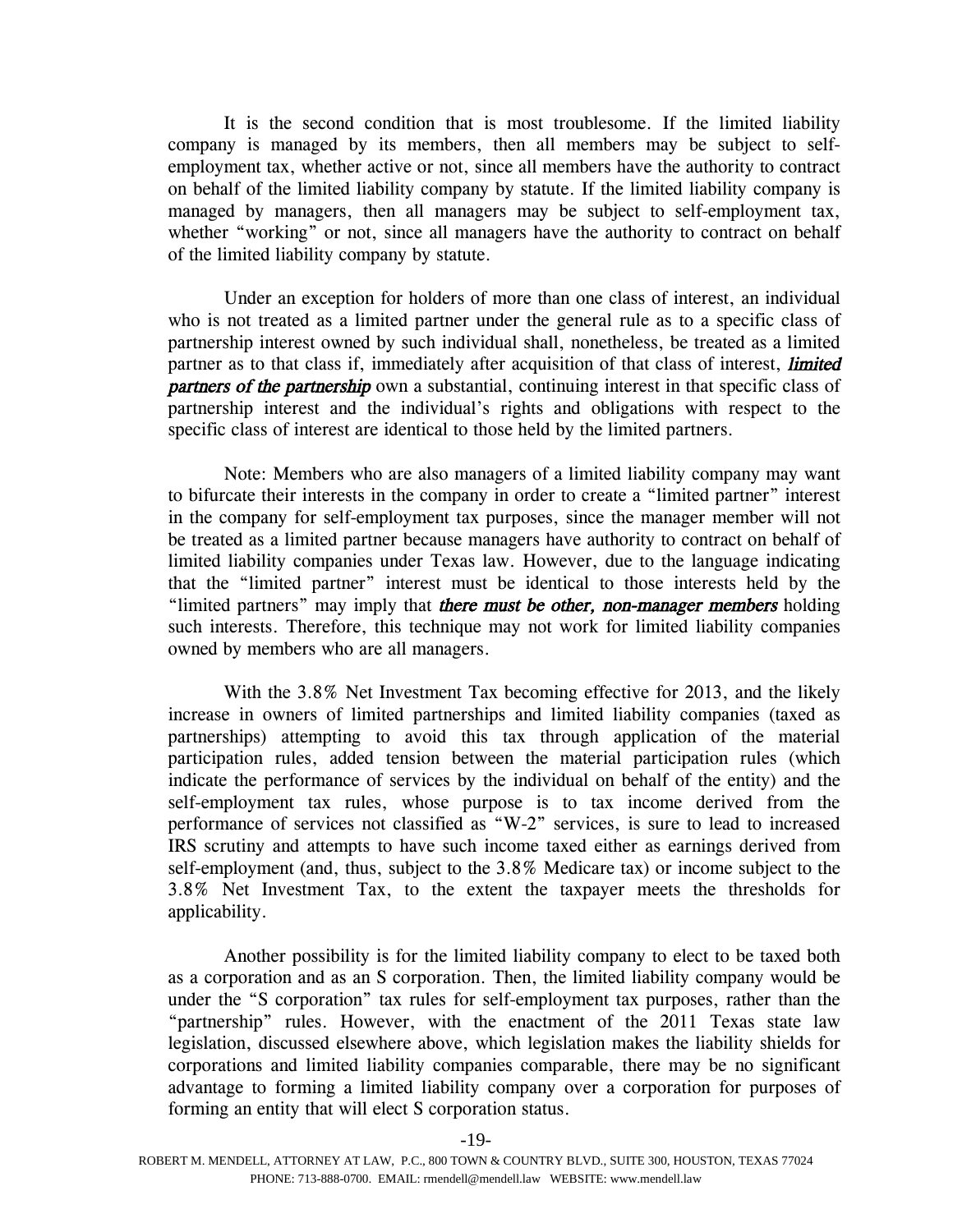It is the second condition that is most troublesome. If the limited liability company is managed by its members, then all members may be subject to self-employment tax, whether active or not, since all members have the authority to contract on behalf of the limited liability company by statute. If the limited liability company is managed by managers, then all managers may be subject to self-employment tax, whether "working" or not, since all managers have the authority to contract on behalf of the limited liability company by statute.

Under an exception for holders of more than one class of interest, an individual who is not treated as a limited partner under the general rule as to a specific class of partnership interest owned by such individual shall, nonetheless, be treated as a limited partner as to that class if, immediately after acquisition of that class of interest, ***limited partners of the partnership*** own a substantial, continuing interest in that specific class of partnership interest and the individual's rights and obligations with respect to the specific class of interest are identical to those held by the limited partners.

Note: Members who are also managers of a limited liability company may want to bifurcate their interests in the company in order to create a "limited partner" interest in the company for self-employment tax purposes, since the manager member will not be treated as a limited partner because managers have authority to contract on behalf of limited liability companies under Texas law. However, due to the language indicating that the "limited partner" interest must be identical to those interests held by the "limited partners" may imply that ***there must be other, non-manager members*** holding such interests. Therefore, this technique may not work for limited liability companies owned by members who are all managers.

With the 3.8% Net Investment Tax becoming effective for 2013, and the likely increase in owners of limited partnerships and limited liability companies (taxed as partnerships) attempting to avoid this tax through application of the material participation rules, added tension between the material participation rules (which indicate the performance of services by the individual on behalf of the entity) and the self-employment tax rules, whose purpose is to tax income derived from the performance of services not classified as "W-2" services, is sure to lead to increased IRS scrutiny and attempts to have such income taxed either as earnings derived from self-employment (and, thus, subject to the 3.8% Medicare tax) or income subject to the 3.8% Net Investment Tax, to the extent the taxpayer meets the thresholds for applicability.

Another possibility is for the limited liability company to elect to be taxed both as a corporation and as an S corporation. Then, the limited liability company would be under the "S corporation" tax rules for self-employment tax purposes, rather than the "partnership" rules. However, with the enactment of the 2011 Texas state law legislation, discussed elsewhere above, which legislation makes the liability shields for corporations and limited liability companies comparable, there may be no significant advantage to forming a limited liability company over a corporation for purposes of forming an entity that will elect S corporation status.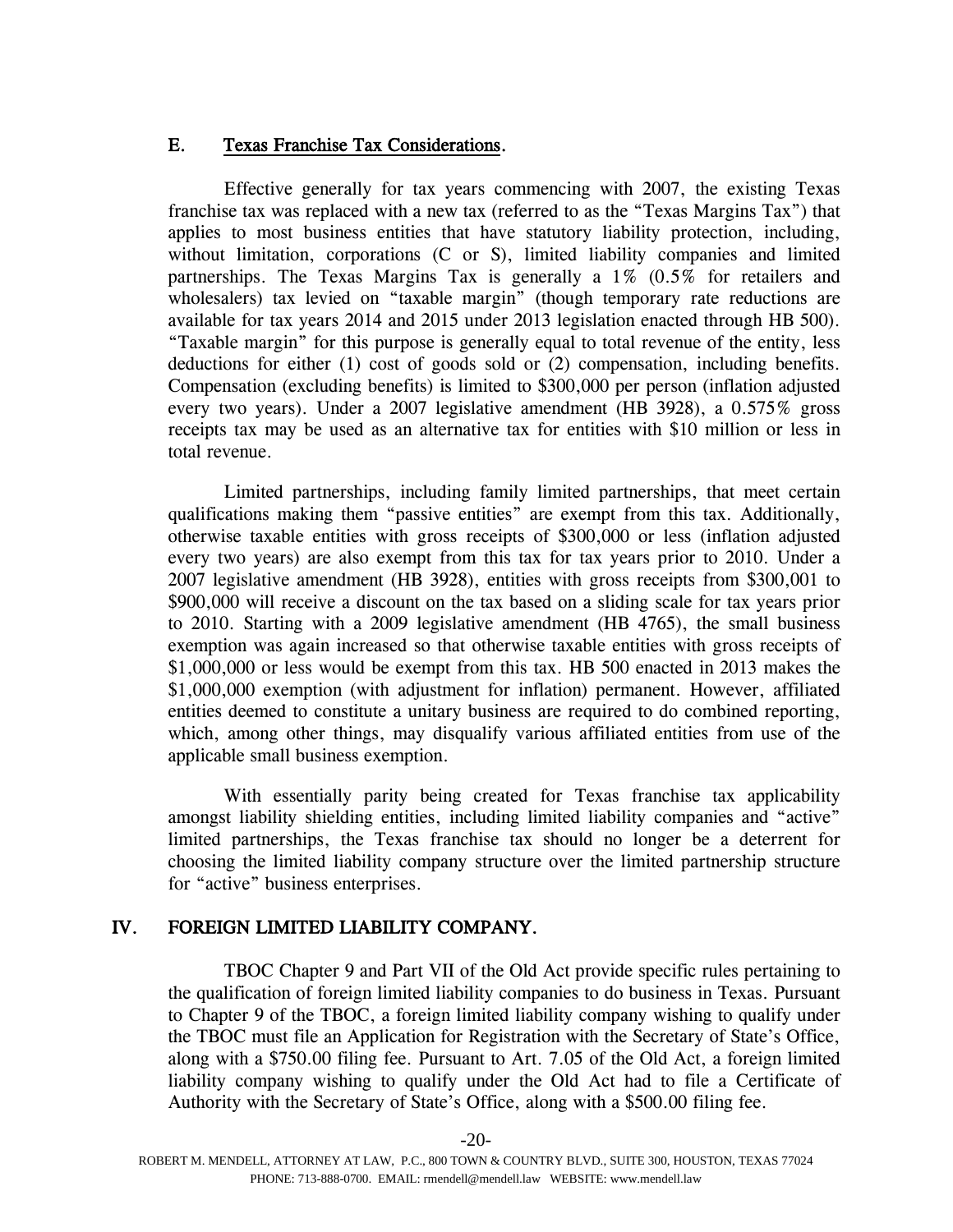### E. Texas Franchise Tax Considerations.

Effective generally for tax years commencing with 2007, the existing Texas franchise tax was replaced with a new tax (referred to as the "Texas Margins Tax") that applies to most business entities that have statutory liability protection, including, without limitation, corporations (C or S), limited liability companies and limited partnerships. The Texas Margins Tax is generally a 1% (0.5% for retailers and wholesalers) tax levied on "taxable margin" (though temporary rate reductions are available for tax years 2014 and 2015 under 2013 legislation enacted through HB 500). "Taxable margin" for this purpose is generally equal to total revenue of the entity, less deductions for either (1) cost of goods sold or (2) compensation, including benefits. Compensation (excluding benefits) is limited to $300,000 per person (inflation adjusted every two years). Under a 2007 legislative amendment (HB 3928), a 0.575% gross receipts tax may be used as an alternative tax for entities with $10 million or less in total revenue.

Limited partnerships, including family limited partnerships, that meet certain qualifications making them "passive entities" are exempt from this tax. Additionally, otherwise taxable entities with gross receipts of $300,000 or less (inflation adjusted every two years) are also exempt from this tax for tax years prior to 2010. Under a 2007 legislative amendment (HB 3928), entities with gross receipts from $300,001 to $900,000 will receive a discount on the tax based on a sliding scale for tax years prior to 2010. Starting with a 2009 legislative amendment (HB 4765), the small business exemption was again increased so that otherwise taxable entities with gross receipts of $1,000,000 or less would be exempt from this tax. HB 500 enacted in 2013 makes the $1,000,000 exemption (with adjustment for inflation) permanent. However, affiliated entities deemed to constitute a unitary business are required to do combined reporting, which, among other things, may disqualify various affiliated entities from use of the applicable small business exemption.

With essentially parity being created for Texas franchise tax applicability amongst liability shielding entities, including limited liability companies and "active" limited partnerships, the Texas franchise tax should no longer be a deterrent for choosing the limited liability company structure over the limited partnership structure for "active" business enterprises.

## IV. FOREIGN LIMITED LIABILITY COMPANY.

TBOC Chapter 9 and Part VII of the Old Act provide specific rules pertaining to the qualification of foreign limited liability companies to do business in Texas. Pursuant to Chapter 9 of the TBOC, a foreign limited liability company wishing to qualify under the TBOC must file an Application for Registration with the Secretary of State's Office, along with a $750.00 filing fee. Pursuant to Art. 7.05 of the Old Act, a foreign limited liability company wishing to qualify under the Old Act had to file a Certificate of Authority with the Secretary of State's Office, along with a $500.00 filing fee.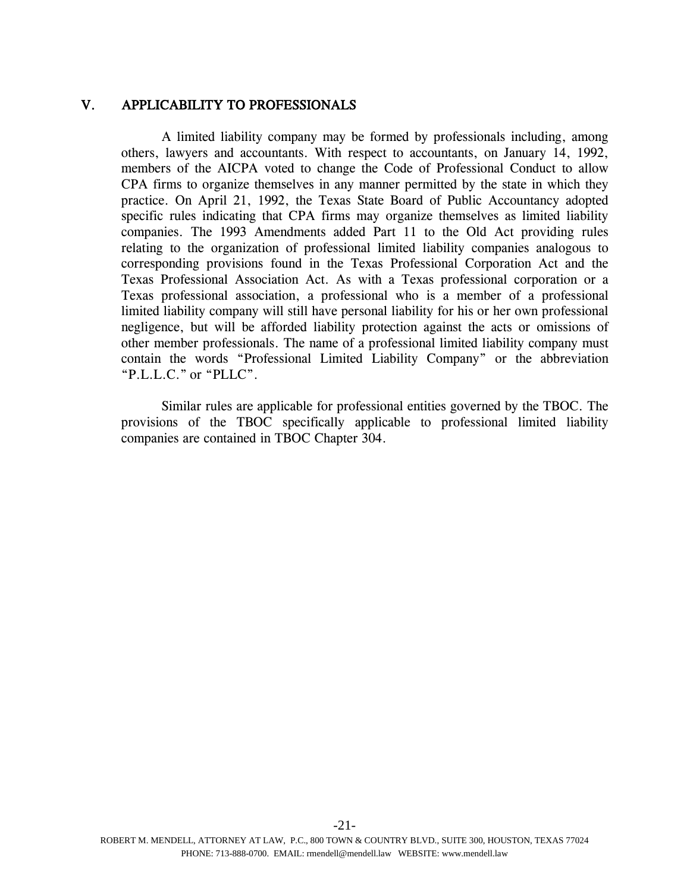## V. APPLICABILITY TO PROFESSIONALS

A limited liability company may be formed by professionals including, among others, lawyers and accountants. With respect to accountants, on January 14, 1992, members of the AICPA voted to change the Code of Professional Conduct to allow CPA firms to organize themselves in any manner permitted by the state in which they practice. On April 21, 1992, the Texas State Board of Public Accountancy adopted specific rules indicating that CPA firms may organize themselves as limited liability companies. The 1993 Amendments added Part 11 to the Old Act providing rules relating to the organization of professional limited liability companies analogous to corresponding provisions found in the Texas Professional Corporation Act and the Texas Professional Association Act. As with a Texas professional corporation or a Texas professional association, a professional who is a member of a professional limited liability company will still have personal liability for his or her own professional negligence, but will be afforded liability protection against the acts or omissions of other member professionals. The name of a professional limited liability company must contain the words "Professional Limited Liability Company" or the abbreviation "P.L.L.C." or "PLLC".

Similar rules are applicable for professional entities governed by the TBOC. The provisions of the TBOC specifically applicable to professional limited liability companies are contained in TBOC Chapter 304.